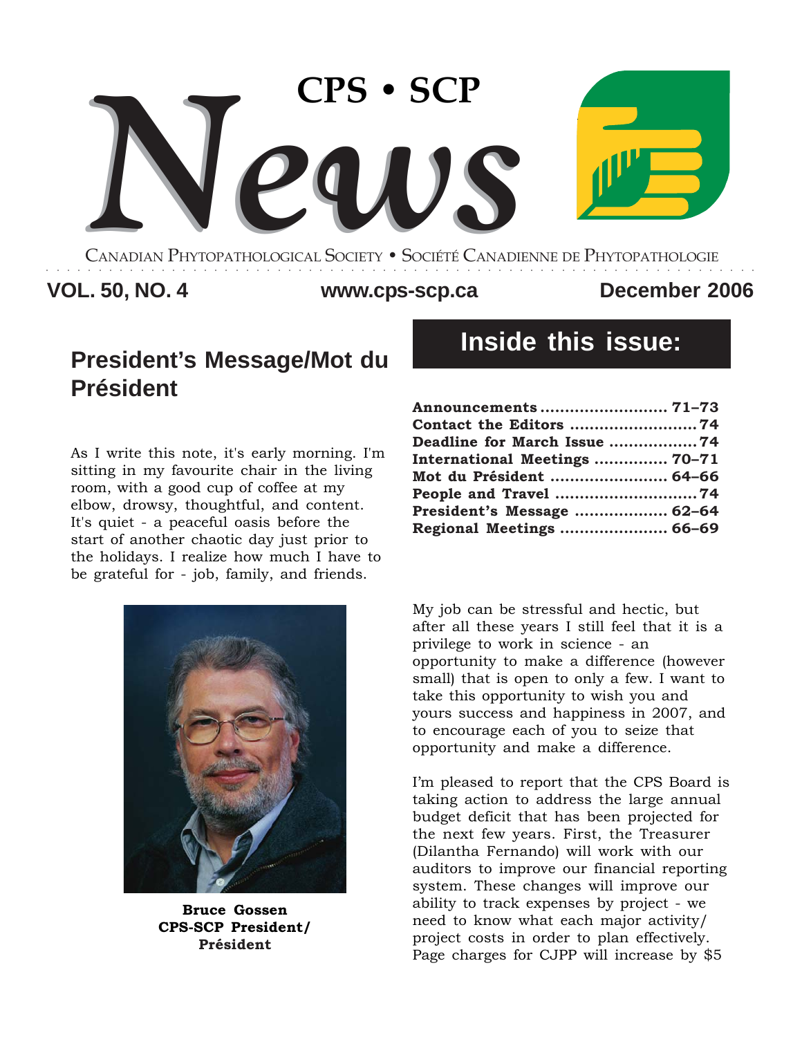# CPS • SCP News

CANADIAN PHYTOPATHOLOGICAL SOCIETY • SOCIÉTÉ CANADIENNE DE PHYTOPATHOLOGIE

**VOL. 50, NO. 4** **www.cps-scp.ca** **December 2006**

## Inside this issue:

| | |
|---|---|
| **Announcements** | **71–73** |
| **Contact the Editors** | **74** |
| **Deadline for March Issue** | **74** |
| **International Meetings** | **70–71** |
| **Mot du Président** | **64–66** |
| **People and Travel** | **74** |
| **President's Message** | **62–64** |
| **Regional Meetings** | **66–69** |

## President's Message/Mot du Président

As I write this note, it's early morning. I'm sitting in my favourite chair in the living room, with a good cup of coffee at my elbow, drowsy, thoughtful, and content. It's quiet - a peaceful oasis before the start of another chaotic day just prior to the holidays. I realize how much I have to be grateful for - job, family, and friends.

**Bruce Gossen**
**CPS-SCP President/ Président**

My job can be stressful and hectic, but after all these years I still feel that it is a privilege to work in science - an opportunity to make a difference (however small) that is open to only a few. I want to take this opportunity to wish you and yours success and happiness in 2007, and to encourage each of you to seize that opportunity and make a difference.

I'm pleased to report that the CPS Board is taking action to address the large annual budget deficit that has been projected for the next few years. First, the Treasurer (Dilantha Fernando) will work with our auditors to improve our financial reporting system. These changes will improve our ability to track expenses by project - we need to know what each major activity/ project costs in order to plan effectively. Page charges for CJPP will increase by $5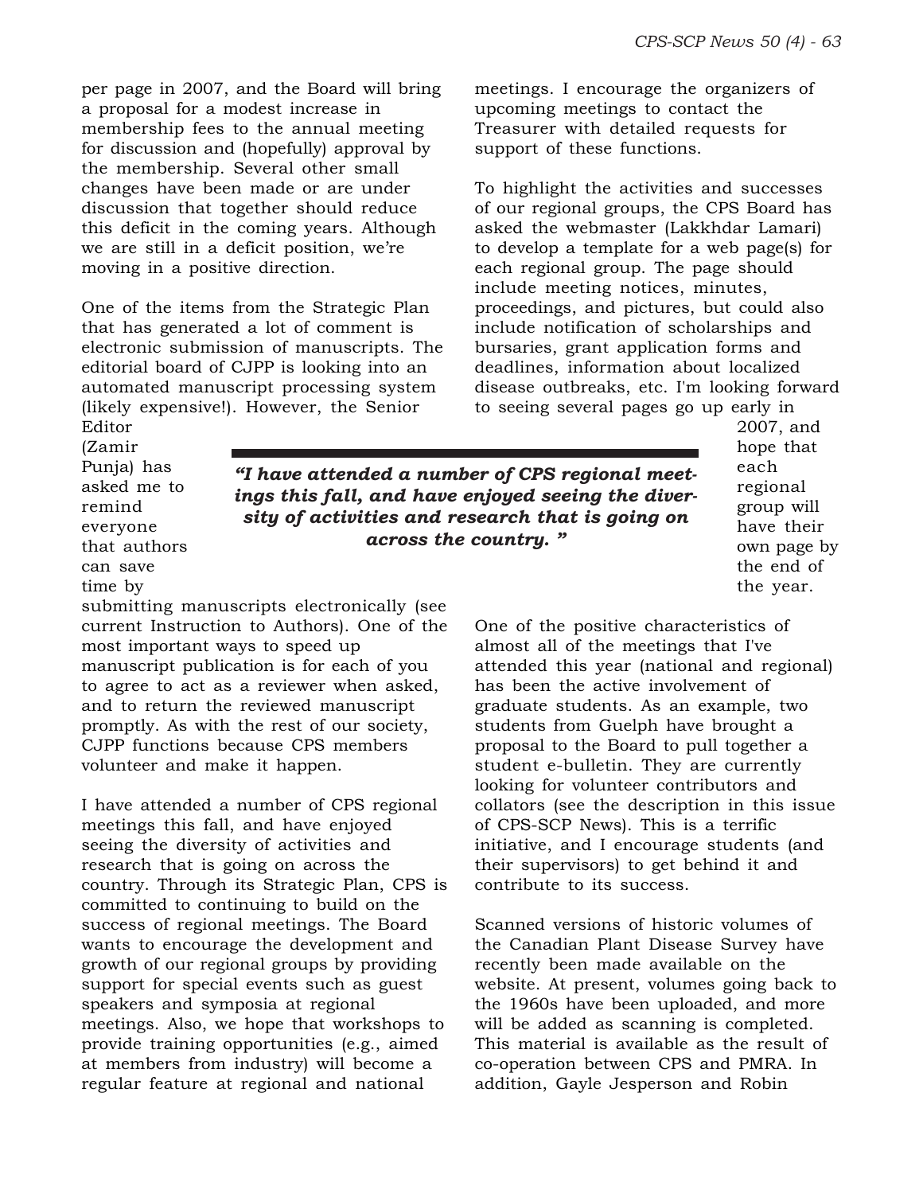per page in 2007, and the Board will bring a proposal for a modest increase in membership fees to the annual meeting for discussion and (hopefully) approval by the membership. Several other small changes have been made or are under discussion that together should reduce this deficit in the coming years. Although we are still in a deficit position, we're moving in a positive direction.

One of the items from the Strategic Plan that has generated a lot of comment is electronic submission of manuscripts. The editorial board of CJPP is looking into an automated manuscript processing system (likely expensive!). However, the Senior Editor (Zamir Punja) has asked me to remind everyone that authors can save time by submitting manuscripts electronically (see current Instruction to Authors). One of the most important ways to speed up manuscript publication is for each of you to agree to act as a reviewer when asked, and to return the reviewed manuscript promptly. As with the rest of our society, CJPP functions because CPS members volunteer and make it happen.

***"I have attended a number of CPS regional meetings this fall, and have enjoyed seeing the diversity of activities and research that is going on across the country. "***

I have attended a number of CPS regional meetings this fall, and have enjoyed seeing the diversity of activities and research that is going on across the country. Through its Strategic Plan, CPS is committed to continuing to build on the success of regional meetings. The Board wants to encourage the development and growth of our regional groups by providing support for special events such as guest speakers and symposia at regional meetings. Also, we hope that workshops to provide training opportunities (e.g., aimed at members from industry) will become a regular feature at regional and national meetings. I encourage the organizers of upcoming meetings to contact the Treasurer with detailed requests for support of these functions.

To highlight the activities and successes of our regional groups, the CPS Board has asked the webmaster (Lakkhdar Lamari) to develop a template for a web page(s) for each regional group. The page should include meeting notices, minutes, proceedings, and pictures, but could also include notification of scholarships and bursaries, grant application forms and deadlines, information about localized disease outbreaks, etc. I'm looking forward to seeing several pages go up early in 2007, and hope that each regional group will have their own page by the end of the year.

One of the positive characteristics of almost all of the meetings that I've attended this year (national and regional) has been the active involvement of graduate students. As an example, two students from Guelph have brought a proposal to the Board to pull together a student e-bulletin. They are currently looking for volunteer contributors and collators (see the description in this issue of CPS-SCP News). This is a terrific initiative, and I encourage students (and their supervisors) to get behind it and contribute to its success.

Scanned versions of historic volumes of the Canadian Plant Disease Survey have recently been made available on the website. At present, volumes going back to the 1960s have been uploaded, and more will be added as scanning is completed. This material is available as the result of co-operation between CPS and PMRA. In addition, Gayle Jesperson and Robin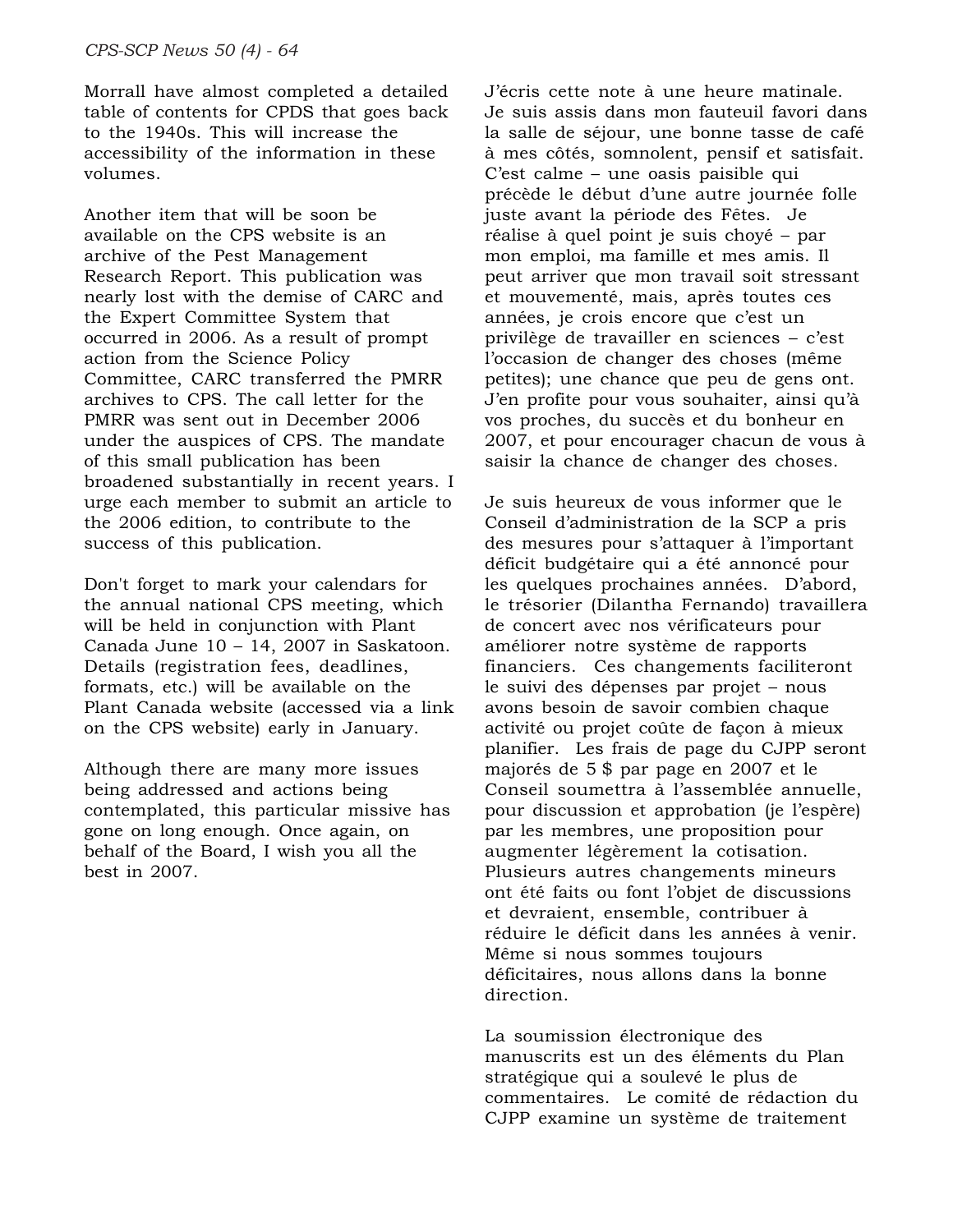Morrall have almost completed a detailed table of contents for CPDS that goes back to the 1940s. This will increase the accessibility of the information in these volumes.

Another item that will be soon be available on the CPS website is an archive of the Pest Management Research Report. This publication was nearly lost with the demise of CARC and the Expert Committee System that occurred in 2006. As a result of prompt action from the Science Policy Committee, CARC transferred the PMRR archives to CPS. The call letter for the PMRR was sent out in December 2006 under the auspices of CPS. The mandate of this small publication has been broadened substantially in recent years. I urge each member to submit an article to the 2006 edition, to contribute to the success of this publication.

Don't forget to mark your calendars for the annual national CPS meeting, which will be held in conjunction with Plant Canada June 10 – 14, 2007 in Saskatoon. Details (registration fees, deadlines, formats, etc.) will be available on the Plant Canada website (accessed via a link on the CPS website) early in January.

Although there are many more issues being addressed and actions being contemplated, this particular missive has gone on long enough. Once again, on behalf of the Board, I wish you all the best in 2007.

J'écris cette note à une heure matinale. Je suis assis dans mon fauteuil favori dans la salle de séjour, une bonne tasse de café à mes côtés, somnolent, pensif et satisfait. C'est calme – une oasis paisible qui précède le début d'une autre journée folle juste avant la période des Fêtes. Je réalise à quel point je suis choyé – par mon emploi, ma famille et mes amis. Il peut arriver que mon travail soit stressant et mouvementé, mais, après toutes ces années, je crois encore que c'est un privilège de travailler en sciences – c'est l'occasion de changer des choses (même petites); une chance que peu de gens ont. J'en profite pour vous souhaiter, ainsi qu'à vos proches, du succès et du bonheur en 2007, et pour encourager chacun de vous à saisir la chance de changer des choses.

Je suis heureux de vous informer que le Conseil d'administration de la SCP a pris des mesures pour s'attaquer à l'important déficit budgétaire qui a été annoncé pour les quelques prochaines années. D'abord, le trésorier (Dilantha Fernando) travaillera de concert avec nos vérificateurs pour améliorer notre système de rapports financiers. Ces changements faciliteront le suivi des dépenses par projet – nous avons besoin de savoir combien chaque activité ou projet coûte de façon à mieux planifier. Les frais de page du CJPP seront majorés de 5 $ par page en 2007 et le Conseil soumettra à l'assemblée annuelle, pour discussion et approbation (je l'espère) par les membres, une proposition pour augmenter légèrement la cotisation. Plusieurs autres changements mineurs ont été faits ou font l'objet de discussions et devraient, ensemble, contribuer à réduire le déficit dans les années à venir. Même si nous sommes toujours déficitaires, nous allons dans la bonne direction.

La soumission électronique des manuscrits est un des éléments du Plan stratégique qui a soulevé le plus de commentaires. Le comité de rédaction du CJPP examine un système de traitement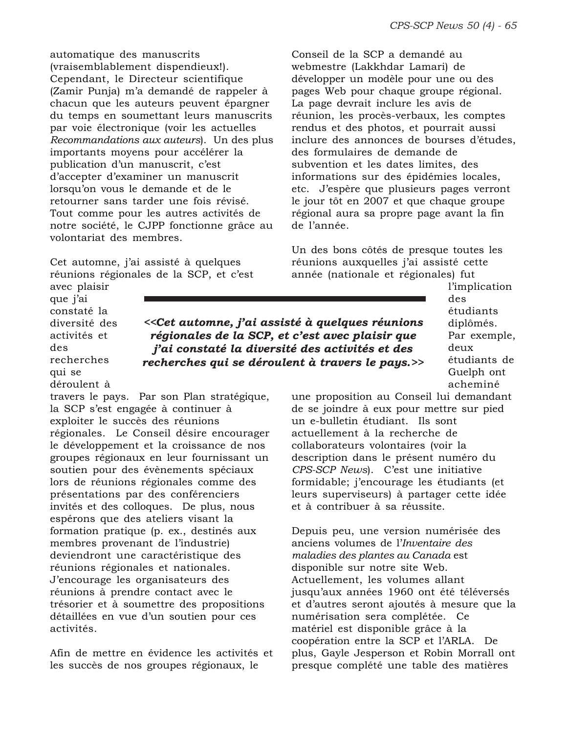automatique des manuscrits (vraisemblablement dispendieux!). Cependant, le Directeur scientifique (Zamir Punja) m'a demandé de rappeler à chacun que les auteurs peuvent épargner du temps en soumettant leurs manuscrits par voie électronique (voir les actuelles *Recommandations aux auteurs*). Un des plus importants moyens pour accélérer la publication d'un manuscrit, c'est d'accepter d'examiner un manuscrit lorsqu'on vous le demande et de le retourner sans tarder une fois révisé. Tout comme pour les autres activités de notre société, le CJPP fonctionne grâce au volontariat des membres.

Cet automne, j'ai assisté à quelques réunions régionales de la SCP, et c'est avec plaisir que j'ai constaté la diversité des activités et des recherches qui se déroulent à travers le pays. Par son Plan stratégique, la SCP s'est engagée à continuer à exploiter le succès des réunions régionales. Le Conseil désire encourager le développement et la croissance de nos groupes régionaux en leur fournissant un soutien pour des évènements spéciaux lors de réunions régionales comme des présentations par des conférenciers invités et des colloques. De plus, nous espérons que des ateliers visant la formation pratique (p. ex., destinés aux membres provenant de l'industrie) deviendront une caractéristique des réunions régionales et nationales. J'encourage les organisateurs des réunions à prendre contact avec le trésorier et à soumettre des propositions détaillées en vue d'un soutien pour ces activités.

***<<Cet automne, j'ai assisté à quelques réunions régionales de la SCP, et c'est avec plaisir que j'ai constaté la diversité des activités et des recherches qui se déroulent à travers le pays.>>***

Afin de mettre en évidence les activités et les succès de nos groupes régionaux, le Conseil de la SCP a demandé au webmestre (Lakkhdar Lamari) de développer un modèle pour une ou des pages Web pour chaque groupe régional. La page devrait inclure les avis de réunion, les procès-verbaux, les comptes rendus et des photos, et pourrait aussi inclure des annonces de bourses d'études, des formulaires de demande de subvention et les dates limites, des informations sur des épidémies locales, etc. J'espère que plusieurs pages verront le jour tôt en 2007 et que chaque groupe régional aura sa propre page avant la fin de l'année.

Un des bons côtés de presque toutes les réunions auxquelles j'ai assisté cette année (nationale et régionales) fut l'implication des étudiants diplômés. Par exemple, deux étudiants de Guelph ont acheminé une proposition au Conseil lui demandant de se joindre à eux pour mettre sur pied un e-bulletin étudiant. Ils sont actuellement à la recherche de collaborateurs volontaires (voir la description dans le présent numéro du *CPS-SCP News*). C'est une initiative formidable; j'encourage les étudiants (et leurs superviseurs) à partager cette idée et à contribuer à sa réussite.

Depuis peu, une version numérisée des anciens volumes de l'*Inventaire des maladies des plantes au Canada* est disponible sur notre site Web. Actuellement, les volumes allant jusqu'aux années 1960 ont été téléversés et d'autres seront ajoutés à mesure que la numérisation sera complétée. Ce matériel est disponible grâce à la coopération entre la SCP et l'ARLA. De plus, Gayle Jesperson et Robin Morrall ont presque complété une table des matières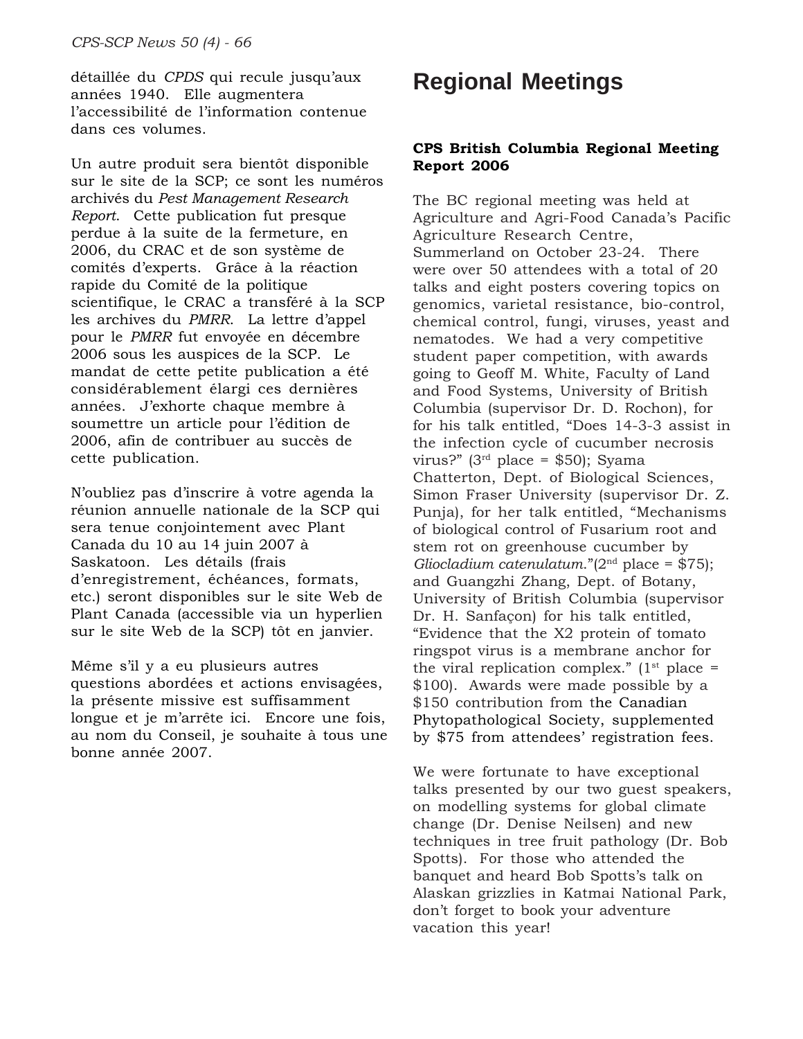détaillée du *CPDS* qui recule jusqu'aux années 1940. Elle augmentera l'accessibilité de l'information contenue dans ces volumes.

Un autre produit sera bientôt disponible sur le site de la SCP; ce sont les numéros archivés du *Pest Management Research Report*. Cette publication fut presque perdue à la suite de la fermeture, en 2006, du CRAC et de son système de comités d'experts. Grâce à la réaction rapide du Comité de la politique scientifique, le CRAC a transféré à la SCP les archives du *PMRR*. La lettre d'appel pour le *PMRR* fut envoyée en décembre 2006 sous les auspices de la SCP. Le mandat de cette petite publication a été considérablement élargi ces dernières années. J'exhorte chaque membre à soumettre un article pour l'édition de 2006, afin de contribuer au succès de cette publication.

N'oubliez pas d'inscrire à votre agenda la réunion annuelle nationale de la SCP qui sera tenue conjointement avec Plant Canada du 10 au 14 juin 2007 à Saskatoon. Les détails (frais d'enregistrement, échéances, formats, etc.) seront disponibles sur le site Web de Plant Canada (accessible via un hyperlien sur le site Web de la SCP) tôt en janvier.

Même s'il y a eu plusieurs autres questions abordées et actions envisagées, la présente missive est suffisamment longue et je m'arrête ici. Encore une fois, au nom du Conseil, je souhaite à tous une bonne année 2007.

# Regional Meetings

**CPS British Columbia Regional Meeting Report 2006**

The BC regional meeting was held at Agriculture and Agri-Food Canada's Pacific Agriculture Research Centre, Summerland on October 23-24. There were over 50 attendees with a total of 20 talks and eight posters covering topics on genomics, varietal resistance, bio-control, chemical control, fungi, viruses, yeast and nematodes. We had a very competitive student paper competition, with awards going to Geoff M. White, Faculty of Land and Food Systems, University of British Columbia (supervisor Dr. D. Rochon), for for his talk entitled, "Does 14-3-3 assist in the infection cycle of cucumber necrosis virus?" (3rd place = $50); Syama Chatterton, Dept. of Biological Sciences, Simon Fraser University (supervisor Dr. Z. Punja), for her talk entitled, "Mechanisms of biological control of Fusarium root and stem rot on greenhouse cucumber by *Gliocladium catenulatum*."(2nd place = $75); and Guangzhi Zhang, Dept. of Botany, University of British Columbia (supervisor Dr. H. Sanfaçon) for his talk entitled, "Evidence that the X2 protein of tomato ringspot virus is a membrane anchor for the viral replication complex." (1st place = $100). Awards were made possible by a $150 contribution from the Canadian Phytopathological Society, supplemented by $75 from attendees' registration fees.

We were fortunate to have exceptional talks presented by our two guest speakers, on modelling systems for global climate change (Dr. Denise Neilsen) and new techniques in tree fruit pathology (Dr. Bob Spotts). For those who attended the banquet and heard Bob Spotts's talk on Alaskan grizzlies in Katmai National Park, don't forget to book your adventure vacation this year!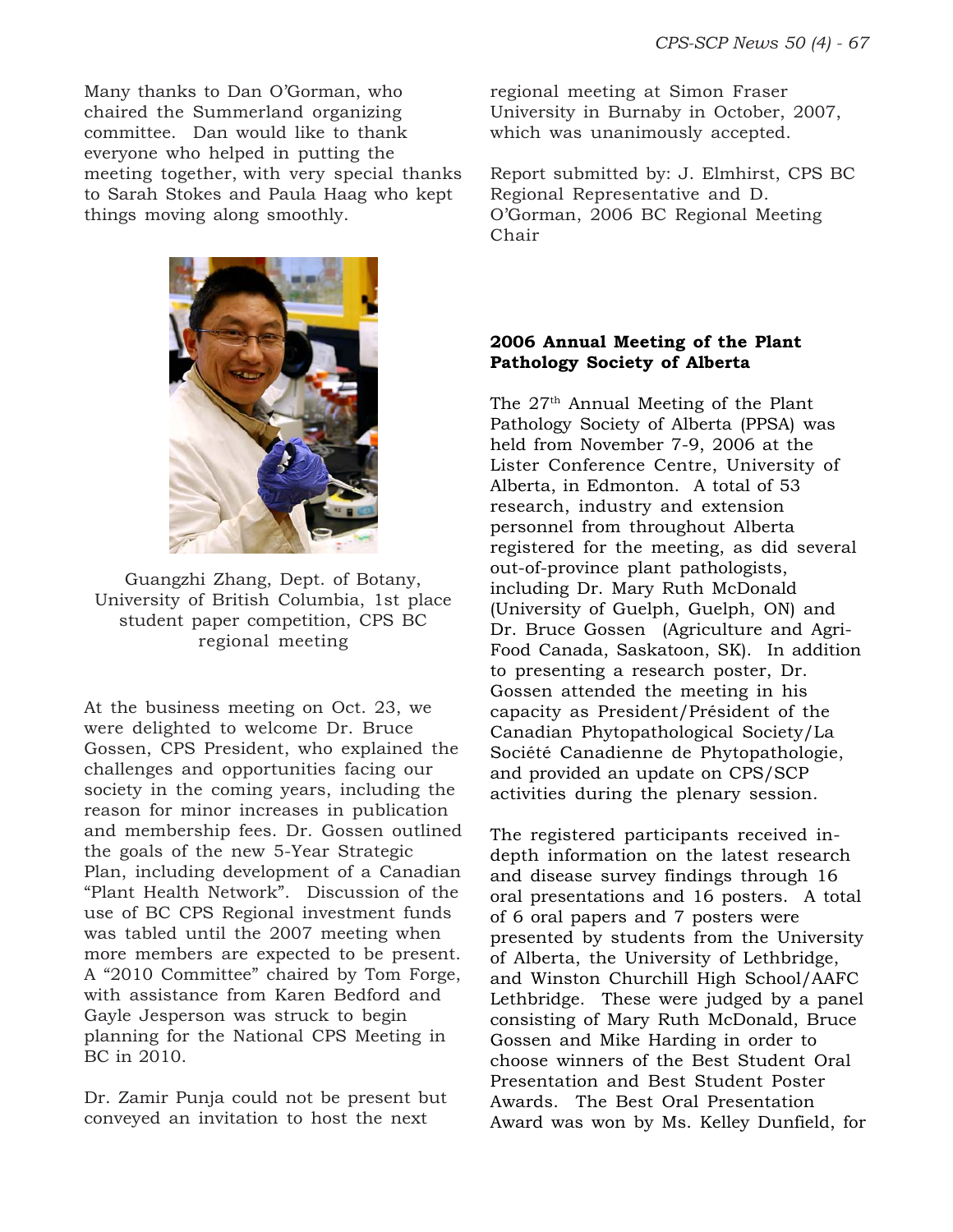Many thanks to Dan O'Gorman, who chaired the Summerland organizing committee. Dan would like to thank everyone who helped in putting the meeting together, with very special thanks to Sarah Stokes and Paula Haag who kept things moving along smoothly.

Guangzhi Zhang, Dept. of Botany, University of British Columbia, 1st place student paper competition, CPS BC regional meeting

At the business meeting on Oct. 23, we were delighted to welcome Dr. Bruce Gossen, CPS President, who explained the challenges and opportunities facing our society in the coming years, including the reason for minor increases in publication and membership fees. Dr. Gossen outlined the goals of the new 5-Year Strategic Plan, including development of a Canadian "Plant Health Network". Discussion of the use of BC CPS Regional investment funds was tabled until the 2007 meeting when more members are expected to be present. A "2010 Committee" chaired by Tom Forge, with assistance from Karen Bedford and Gayle Jesperson was struck to begin planning for the National CPS Meeting in BC in 2010.

Dr. Zamir Punja could not be present but conveyed an invitation to host the next regional meeting at Simon Fraser University in Burnaby in October, 2007, which was unanimously accepted.

Report submitted by: J. Elmhirst, CPS BC Regional Representative and D. O'Gorman, 2006 BC Regional Meeting Chair

## 2006 Annual Meeting of the Plant Pathology Society of Alberta

The 27th Annual Meeting of the Plant Pathology Society of Alberta (PPSA) was held from November 7-9, 2006 at the Lister Conference Centre, University of Alberta, in Edmonton. A total of 53 research, industry and extension personnel from throughout Alberta registered for the meeting, as did several out-of-province plant pathologists, including Dr. Mary Ruth McDonald (University of Guelph, Guelph, ON) and Dr. Bruce Gossen (Agriculture and Agri-Food Canada, Saskatoon, SK). In addition to presenting a research poster, Dr. Gossen attended the meeting in his capacity as President/Président of the Canadian Phytopathological Society/La Société Canadienne de Phytopathologie, and provided an update on CPS/SCP activities during the plenary session.

The registered participants received in-depth information on the latest research and disease survey findings through 16 oral presentations and 16 posters. A total of 6 oral papers and 7 posters were presented by students from the University of Alberta, the University of Lethbridge, and Winston Churchill High School/AAFC Lethbridge. These were judged by a panel consisting of Mary Ruth McDonald, Bruce Gossen and Mike Harding in order to choose winners of the Best Student Oral Presentation and Best Student Poster Awards. The Best Oral Presentation Award was won by Ms. Kelley Dunfield, for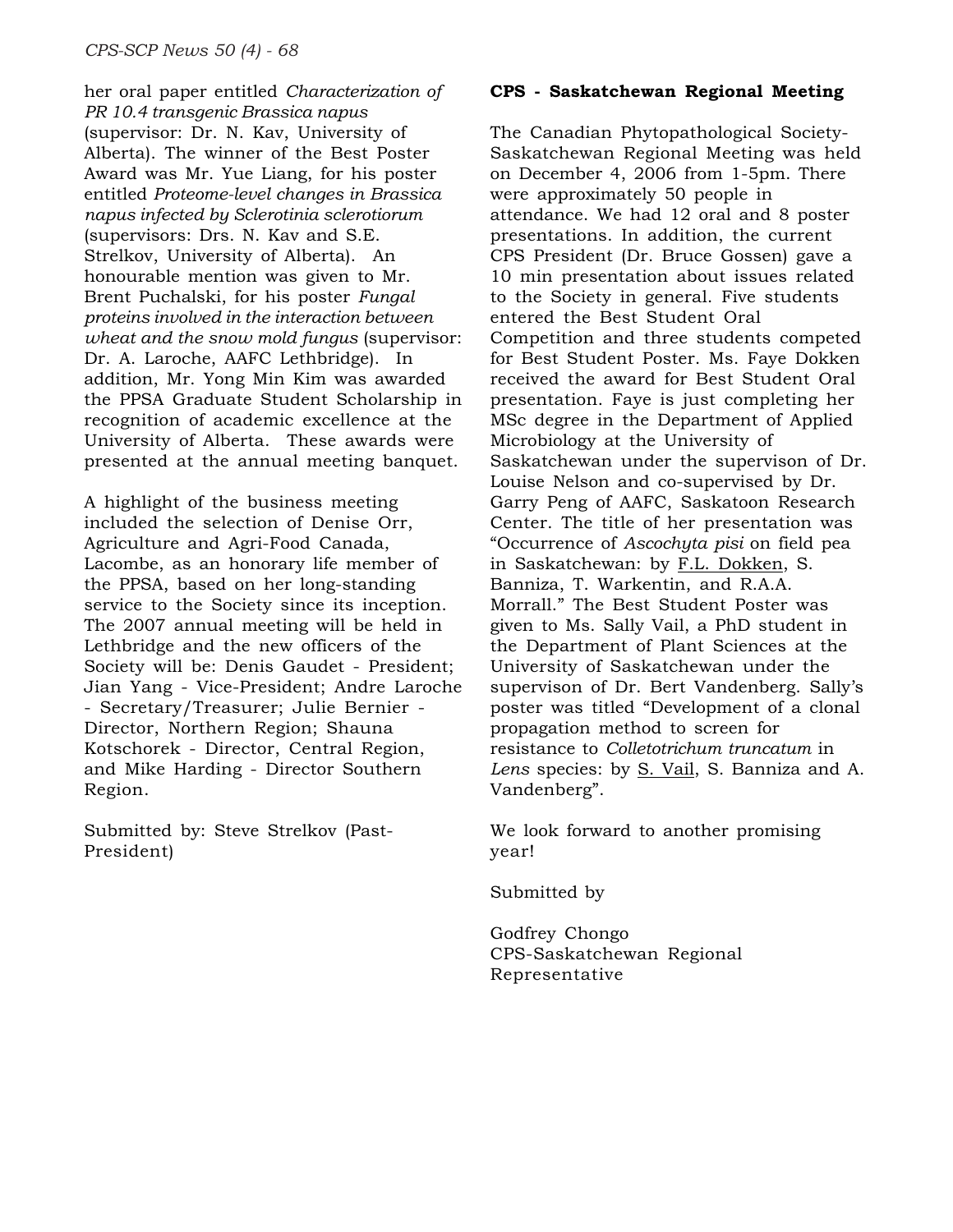her oral paper entitled *Characterization of PR 10.4 transgenic Brassica napus* (supervisor: Dr. N. Kav, University of Alberta). The winner of the Best Poster Award was Mr. Yue Liang, for his poster entitled *Proteome-level changes in Brassica napus infected by Sclerotinia sclerotiorum* (supervisors: Drs. N. Kav and S.E. Strelkov, University of Alberta). An honourable mention was given to Mr. Brent Puchalski, for his poster *Fungal proteins involved in the interaction between wheat and the snow mold fungus* (supervisor: Dr. A. Laroche, AAFC Lethbridge). In addition, Mr. Yong Min Kim was awarded the PPSA Graduate Student Scholarship in recognition of academic excellence at the University of Alberta. These awards were presented at the annual meeting banquet.

A highlight of the business meeting included the selection of Denise Orr, Agriculture and Agri-Food Canada, Lacombe, as an honorary life member of the PPSA, based on her long-standing service to the Society since its inception. The 2007 annual meeting will be held in Lethbridge and the new officers of the Society will be: Denis Gaudet - President; Jian Yang - Vice-President; Andre Laroche - Secretary/Treasurer; Julie Bernier - Director, Northern Region; Shauna Kotschorek - Director, Central Region, and Mike Harding - Director Southern Region.

Submitted by: Steve Strelkov (Past-President)

**CPS - Saskatchewan Regional Meeting**

The Canadian Phytopathological Society-Saskatchewan Regional Meeting was held on December 4, 2006 from 1-5pm. There were approximately 50 people in attendance. We had 12 oral and 8 poster presentations. In addition, the current CPS President (Dr. Bruce Gossen) gave a 10 min presentation about issues related to the Society in general. Five students entered the Best Student Oral Competition and three students competed for Best Student Poster. Ms. Faye Dokken received the award for Best Student Oral presentation. Faye is just completing her MSc degree in the Department of Applied Microbiology at the University of Saskatchewan under the supervison of Dr. Louise Nelson and co-supervised by Dr. Garry Peng of AAFC, Saskatoon Research Center. The title of her presentation was "Occurrence of *Ascochyta pisi* on field pea in Saskatchewan: by F.L. Dokken, S. Banniza, T. Warkentin, and R.A.A. Morrall." The Best Student Poster was given to Ms. Sally Vail, a PhD student in the Department of Plant Sciences at the University of Saskatchewan under the supervison of Dr. Bert Vandenberg. Sally's poster was titled "Development of a clonal propagation method to screen for resistance to *Colletotrichum truncatum* in *Lens* species: by S. Vail, S. Banniza and A. Vandenberg".

We look forward to another promising year!

Submitted by

Godfrey Chongo
CPS-Saskatchewan Regional Representative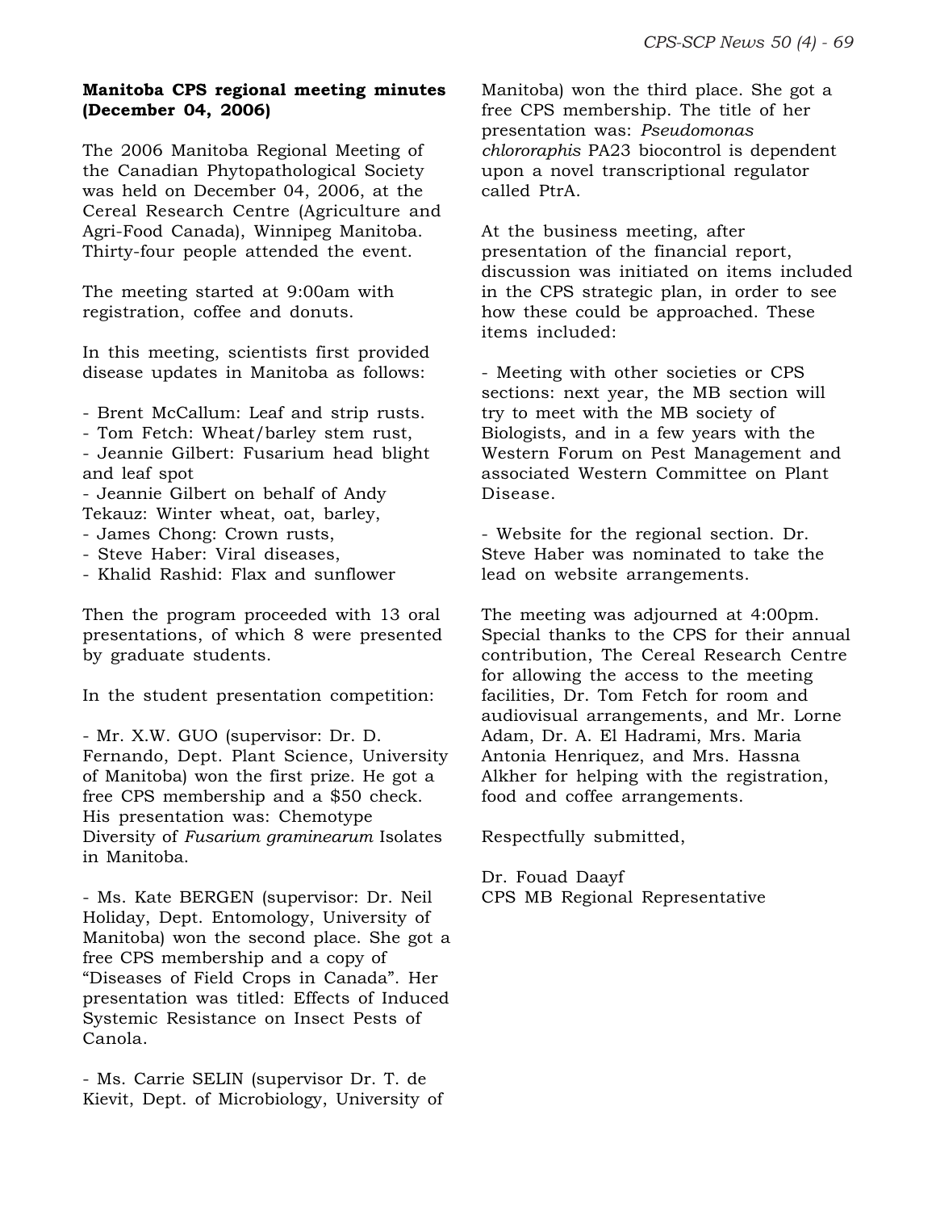**Manitoba CPS regional meeting minutes (December 04, 2006)**

The 2006 Manitoba Regional Meeting of the Canadian Phytopathological Society was held on December 04, 2006, at the Cereal Research Centre (Agriculture and Agri-Food Canada), Winnipeg Manitoba. Thirty-four people attended the event.

The meeting started at 9:00am with registration, coffee and donuts.

In this meeting, scientists first provided disease updates in Manitoba as follows:

- Brent McCallum: Leaf and strip rusts.
- Tom Fetch: Wheat/barley stem rust,
- Jeannie Gilbert: Fusarium head blight and leaf spot
- Jeannie Gilbert on behalf of Andy Tekauz: Winter wheat, oat, barley,
- James Chong: Crown rusts,
- Steve Haber: Viral diseases,
- Khalid Rashid: Flax and sunflower

Then the program proceeded with 13 oral presentations, of which 8 were presented by graduate students.

In the student presentation competition:

- Mr. X.W. GUO (supervisor: Dr. D. Fernando, Dept. Plant Science, University of Manitoba) won the first prize. He got a free CPS membership and a $50 check. His presentation was: Chemotype Diversity of *Fusarium graminearum* Isolates in Manitoba.

- Ms. Kate BERGEN (supervisor: Dr. Neil Holiday, Dept. Entomology, University of Manitoba) won the second place. She got a free CPS membership and a copy of "Diseases of Field Crops in Canada". Her presentation was titled: Effects of Induced Systemic Resistance on Insect Pests of Canola.

- Ms. Carrie SELIN (supervisor Dr. T. de Kievit, Dept. of Microbiology, University of Manitoba) won the third place. She got a free CPS membership. The title of her presentation was: *Pseudomonas chlororaphis* PA23 biocontrol is dependent upon a novel transcriptional regulator called PtrA.

At the business meeting, after presentation of the financial report, discussion was initiated on items included in the CPS strategic plan, in order to see how these could be approached. These items included:

- Meeting with other societies or CPS sections: next year, the MB section will try to meet with the MB society of Biologists, and in a few years with the Western Forum on Pest Management and associated Western Committee on Plant Disease.

- Website for the regional section. Dr. Steve Haber was nominated to take the lead on website arrangements.

The meeting was adjourned at 4:00pm. Special thanks to the CPS for their annual contribution, The Cereal Research Centre for allowing the access to the meeting facilities, Dr. Tom Fetch for room and audiovisual arrangements, and Mr. Lorne Adam, Dr. A. El Hadrami, Mrs. Maria Antonia Henriquez, and Mrs. Hassna Alkher for helping with the registration, food and coffee arrangements.

Respectfully submitted,

Dr. Fouad Daayf
CPS MB Regional Representative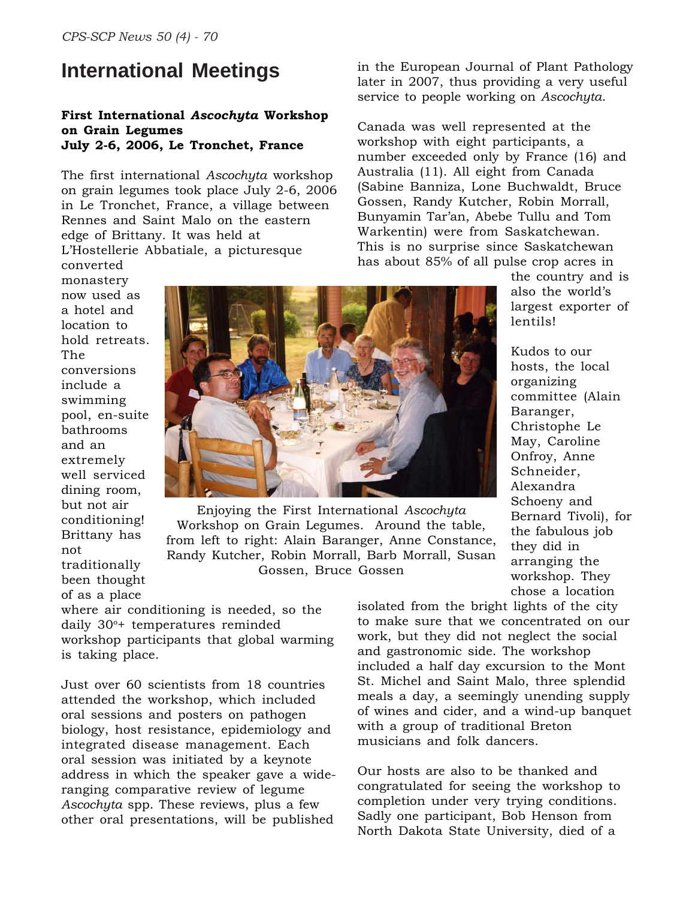# International Meetings

### First International *Ascochyta* Workshop on Grain Legumes
### July 2-6, 2006, Le Tronchet, France

The first international *Ascochyta* workshop on grain legumes took place July 2-6, 2006 in Le Tronchet, France, a village between Rennes and Saint Malo on the eastern edge of Brittany. It was held at L'Hostellerie Abbatiale, a picturesque converted monastery now used as a hotel and location to hold retreats. The conversions include a swimming pool, en-suite bathrooms and an extremely well serviced dining room, but not air conditioning! Brittany has not traditionally been thought of as a place where air conditioning is needed, so the daily 30°+ temperatures reminded workshop participants that global warming is taking place.

Enjoying the First International *Ascochyta* Workshop on Grain Legumes. Around the table, from left to right: Alain Baranger, Anne Constance, Randy Kutcher, Robin Morrall, Barb Morrall, Susan Gossen, Bruce Gossen

Just over 60 scientists from 18 countries attended the workshop, which included oral sessions and posters on pathogen biology, host resistance, epidemiology and integrated disease management. Each oral session was initiated by a keynote address in which the speaker gave a wide-ranging comparative review of legume *Ascochyta* spp. These reviews, plus a few other oral presentations, will be published in the European Journal of Plant Pathology later in 2007, thus providing a very useful service to people working on *Ascochyta*.

Canada was well represented at the workshop with eight participants, a number exceeded only by France (16) and Australia (11). All eight from Canada (Sabine Banniza, Lone Buchwaldt, Bruce Gossen, Randy Kutcher, Robin Morrall, Bunyamin Tar'an, Abebe Tullu and Tom Warkentin) were from Saskatchewan. This is no surprise since Saskatchewan has about 85% of all pulse crop acres in the country and is also the world's largest exporter of lentils!

Kudos to our hosts, the local organizing committee (Alain Baranger, Christophe Le May, Caroline Onfroy, Anne Schneider, Alexandra Schoeny and Bernard Tivoli), for the fabulous job they did in arranging the workshop. They chose a location isolated from the bright lights of the city to make sure that we concentrated on our work, but they did not neglect the social and gastronomic side. The workshop included a half day excursion to the Mont St. Michel and Saint Malo, three splendid meals a day, a seemingly unending supply of wines and cider, and a wind-up banquet with a group of traditional Breton musicians and folk dancers.

Our hosts are also to be thanked and congratulated for seeing the workshop to completion under very trying conditions. Sadly one participant, Bob Henson from North Dakota State University, died of a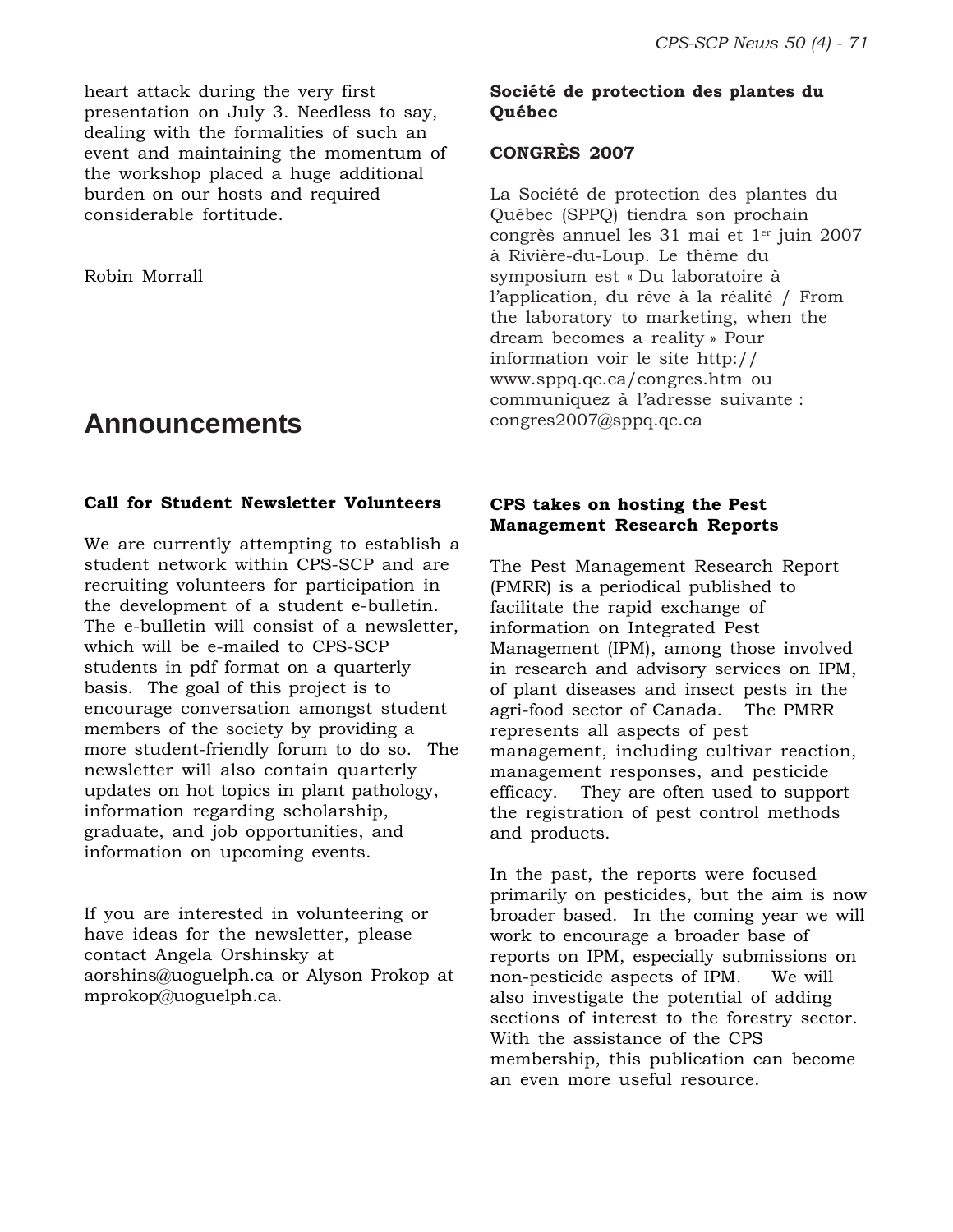heart attack during the very first presentation on July 3. Needless to say, dealing with the formalities of such an event and maintaining the momentum of the workshop placed a huge additional burden on our hosts and required considerable fortitude.

Robin Morrall

# Announcements

**Call for Student Newsletter Volunteers**

We are currently attempting to establish a student network within CPS-SCP and are recruiting volunteers for participation in the development of a student e-bulletin. The e-bulletin will consist of a newsletter, which will be e-mailed to CPS-SCP students in pdf format on a quarterly basis. The goal of this project is to encourage conversation amongst student members of the society by providing a more student-friendly forum to do so. The newsletter will also contain quarterly updates on hot topics in plant pathology, information regarding scholarship, graduate, and job opportunities, and information on upcoming events.

If you are interested in volunteering or have ideas for the newsletter, please contact Angela Orshinsky at aorshins@uoguelph.ca or Alyson Prokop at mprokop@uoguelph.ca.

**Société de protection des plantes du Québec**

**CONGRÈS 2007**

La Société de protection des plantes du Québec (SPPQ) tiendra son prochain congrès annuel les 31 mai et 1[er] juin 2007 à Rivière-du-Loup. Le thème du symposium est « Du laboratoire à l'application, du rêve à la réalité / From the laboratory to marketing, when the dream becomes a reality » Pour information voir le site http://www.sppq.qc.ca/congres.htm ou communiquez à l'adresse suivante : congres2007@sppq.qc.ca

**CPS takes on hosting the Pest Management Research Reports**

The Pest Management Research Report (PMRR) is a periodical published to facilitate the rapid exchange of information on Integrated Pest Management (IPM), among those involved in research and advisory services on IPM, of plant diseases and insect pests in the agri-food sector of Canada. The PMRR represents all aspects of pest management, including cultivar reaction, management responses, and pesticide efficacy. They are often used to support the registration of pest control methods and products.

In the past, the reports were focused primarily on pesticides, but the aim is now broader based. In the coming year we will work to encourage a broader base of reports on IPM, especially submissions on non-pesticide aspects of IPM. We will also investigate the potential of adding sections of interest to the forestry sector. With the assistance of the CPS membership, this publication can become an even more useful resource.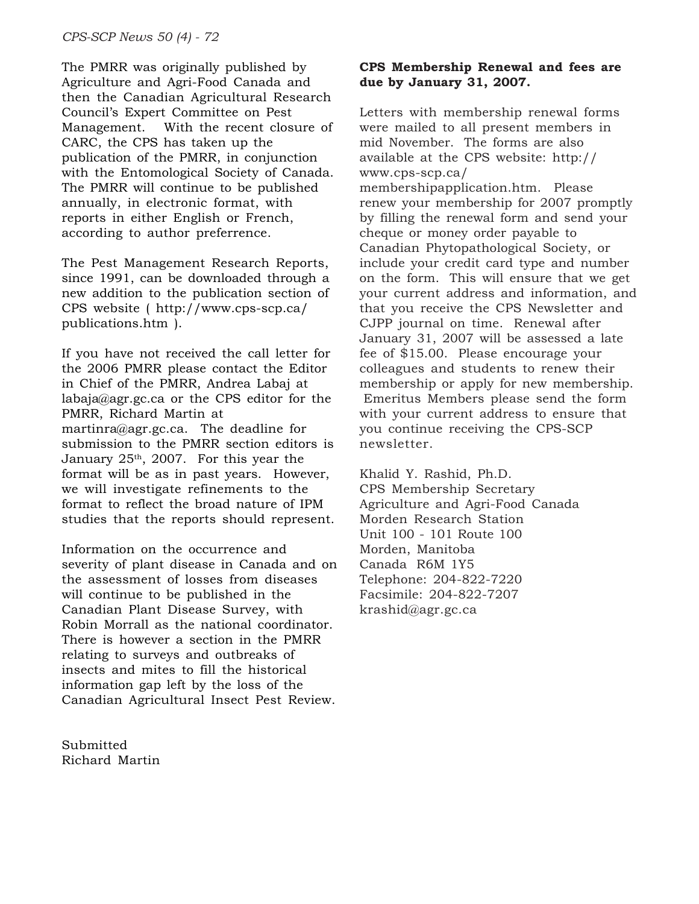The PMRR was originally published by Agriculture and Agri-Food Canada and then the Canadian Agricultural Research Council's Expert Committee on Pest Management. With the recent closure of CARC, the CPS has taken up the publication of the PMRR, in conjunction with the Entomological Society of Canada. The PMRR will continue to be published annually, in electronic format, with reports in either English or French, according to author preferrence.

The Pest Management Research Reports, since 1991, can be downloaded through a new addition to the publication section of CPS website ( http://www.cps-scp.ca/publications.htm ).

If you have not received the call letter for the 2006 PMRR please contact the Editor in Chief of the PMRR, Andrea Labaj at labaja@agr.gc.ca or the CPS editor for the PMRR, Richard Martin at martinra@agr.gc.ca. The deadline for submission to the PMRR section editors is January 25th, 2007. For this year the format will be as in past years. However, we will investigate refinements to the format to reflect the broad nature of IPM studies that the reports should represent.

Information on the occurrence and severity of plant disease in Canada and on the assessment of losses from diseases will continue to be published in the Canadian Plant Disease Survey, with Robin Morrall as the national coordinator. There is however a section in the PMRR relating to surveys and outbreaks of insects and mites to fill the historical information gap left by the loss of the Canadian Agricultural Insect Pest Review.

Submitted
Richard Martin

**CPS Membership Renewal and fees are due by January 31, 2007.**

Letters with membership renewal forms were mailed to all present members in mid November. The forms are also available at the CPS website: http://www.cps-scp.ca/membershipapplication.htm. Please renew your membership for 2007 promptly by filling the renewal form and send your cheque or money order payable to Canadian Phytopathological Society, or include your credit card type and number on the form. This will ensure that we get your current address and information, and that you receive the CPS Newsletter and CJPP journal on time. Renewal after January 31, 2007 will be assessed a late fee of $15.00. Please encourage your colleagues and students to renew their membership or apply for new membership. Emeritus Members please send the form with your current address to ensure that you continue receiving the CPS-SCP newsletter.

Khalid Y. Rashid, Ph.D.
CPS Membership Secretary
Agriculture and Agri-Food Canada
Morden Research Station
Unit 100 - 101 Route 100
Morden, Manitoba
Canada R6M 1Y5
Telephone: 204-822-7220
Facsimile: 204-822-7207
krashid@agr.gc.ca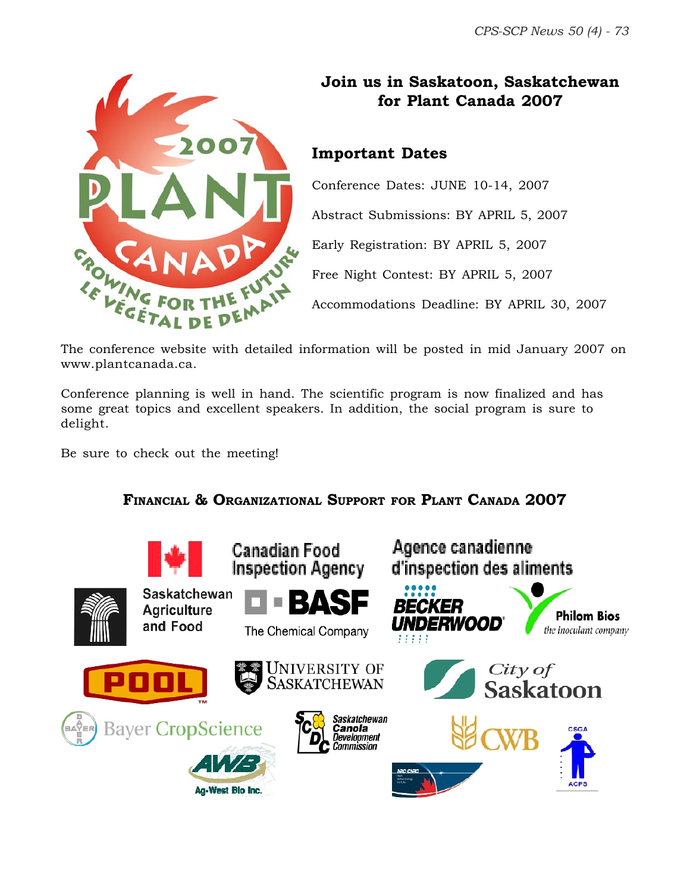## Join us in Saskatoon, Saskatchewan for Plant Canada 2007

### Important Dates

Conference Dates: JUNE 10-14, 2007

Abstract Submissions: BY APRIL 5, 2007

Early Registration: BY APRIL 5, 2007

Free Night Contest: BY APRIL 5, 2007

Accommodations Deadline: BY APRIL 30, 2007

The conference website with detailed information will be posted in mid January 2007 on www.plantcanada.ca.

Conference planning is well in hand. The scientific program is now finalized and has some great topics and excellent speakers. In addition, the social program is sure to delight.

Be sure to check out the meeting!

### Financial & Organizational Support for Plant Canada 2007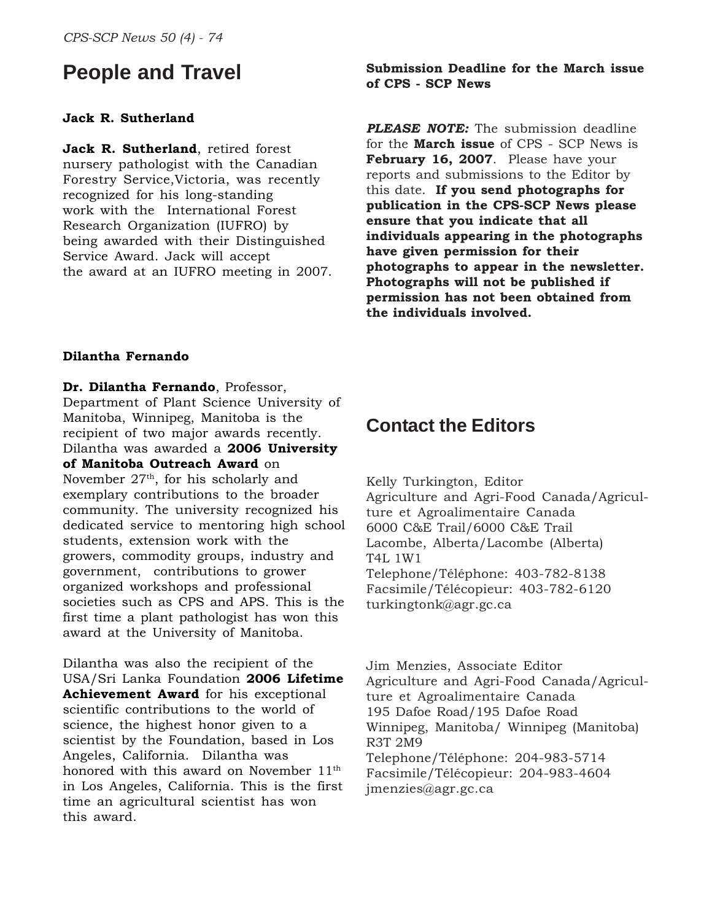# People and Travel

### Jack R. Sutherland

**Jack R. Sutherland**, retired forest nursery pathologist with the Canadian Forestry Service,Victoria, was recently recognized for his long-standing work with the International Forest Research Organization (IUFRO) by being awarded with their Distinguished Service Award. Jack will accept the award at an IUFRO meeting in 2007.

### Dilantha Fernando

**Dr. Dilantha Fernando**, Professor, Department of Plant Science University of Manitoba, Winnipeg, Manitoba is the recipient of two major awards recently. Dilantha was awarded a **2006 University of Manitoba Outreach Award** on November 27th, for his scholarly and exemplary contributions to the broader community. The university recognized his dedicated service to mentoring high school students, extension work with the growers, commodity groups, industry and government, contributions to grower organized workshops and professional societies such as CPS and APS. This is the first time a plant pathologist has won this award at the University of Manitoba.

Dilantha was also the recipient of the USA/Sri Lanka Foundation **2006 Lifetime Achievement Award** for his exceptional scientific contributions to the world of science, the highest honor given to a scientist by the Foundation, based in Los Angeles, California. Dilantha was honored with this award on November 11th in Los Angeles, California. This is the first time an agricultural scientist has won this award.

### Submission Deadline for the March issue of CPS - SCP News

***PLEASE NOTE:*** The submission deadline for the **March issue** of CPS - SCP News is **February 16, 2007**. Please have your reports and submissions to the Editor by this date. **If you send photographs for publication in the CPS-SCP News please ensure that you indicate that all individuals appearing in the photographs have given permission for their photographs to appear in the newsletter. Photographs will not be published if permission has not been obtained from the individuals involved.**

# Contact the Editors

Kelly Turkington, Editor
Agriculture and Agri-Food Canada/Agriculture et Agroalimentaire Canada
6000 C&E Trail/6000 C&E Trail
Lacombe, Alberta/Lacombe (Alberta)
T4L 1W1
Telephone/Téléphone: 403-782-8138
Facsimile/Télécopieur: 403-782-6120
turkingtonk@agr.gc.ca

Jim Menzies, Associate Editor
Agriculture and Agri-Food Canada/Agriculture et Agroalimentaire Canada
195 Dafoe Road/195 Dafoe Road
Winnipeg, Manitoba/ Winnipeg (Manitoba)
R3T 2M9
Telephone/Téléphone: 204-983-5714
Facsimile/Télécopieur: 204-983-4604
jmenzies@agr.gc.ca